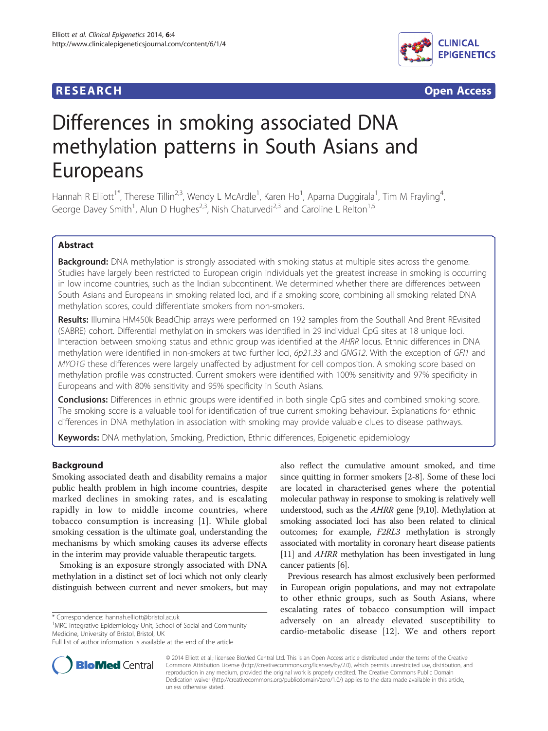RESEARCH Open Access

# Differences in smoking associated DNA methylation patterns in South Asians and Europeans

Hannah R Elliott[1*], Therese Tillin[2,3], Wendy L McArdle[1], Karen Ho[1], Aparna Duggirala[1], Tim M Frayling[4], George Davey Smith[1], Alun D Hughes[2,3], Nish Chaturvedi[2,3] and Caroline L Relton[1,5]

## Abstract

**Background:** DNA methylation is strongly associated with smoking status at multiple sites across the genome. Studies have largely been restricted to European origin individuals yet the greatest increase in smoking is occurring in low income countries, such as the Indian subcontinent. We determined whether there are differences between South Asians and Europeans in smoking related loci, and if a smoking score, combining all smoking related DNA methylation scores, could differentiate smokers from non-smokers.

**Results:** Illumina HM450k BeadChip arrays were performed on 192 samples from the Southall And Brent REvisited (SABRE) cohort. Differential methylation in smokers was identified in 29 individual CpG sites at 18 unique loci. Interaction between smoking status and ethnic group was identified at the *AHRR* locus. Ethnic differences in DNA methylation were identified in non-smokers at two further loci, *6p21.33* and *GNG12*. With the exception of *GFI1* and *MYO1G* these differences were largely unaffected by adjustment for cell composition. A smoking score based on methylation profile was constructed. Current smokers were identified with 100% sensitivity and 97% specificity in Europeans and with 80% sensitivity and 95% specificity in South Asians.

**Conclusions:** Differences in ethnic groups were identified in both single CpG sites and combined smoking score. The smoking score is a valuable tool for identification of true current smoking behaviour. Explanations for ethnic differences in DNA methylation in association with smoking may provide valuable clues to disease pathways.

**Keywords:** DNA methylation, Smoking, Prediction, Ethnic differences, Epigenetic epidemiology

## Background

Smoking associated death and disability remains a major public health problem in high income countries, despite marked declines in smoking rates, and is escalating rapidly in low to middle income countries, where tobacco consumption is increasing [1]. While global smoking cessation is the ultimate goal, understanding the mechanisms by which smoking causes its adverse effects in the interim may provide valuable therapeutic targets.

Smoking is an exposure strongly associated with DNA methylation in a distinct set of loci which not only clearly distinguish between current and never smokers, but may also reflect the cumulative amount smoked, and time since quitting in former smokers [2-8]. Some of these loci are located in characterised genes where the potential molecular pathway in response to smoking is relatively well understood, such as the *AHRR* gene [9,10]. Methylation at smoking associated loci has also been related to clinical outcomes; for example, *F2RL3* methylation is strongly associated with mortality in coronary heart disease patients [11] and *AHRR* methylation has been investigated in lung cancer patients [6].

Previous research has almost exclusively been performed in European origin populations, and may not extrapolate to other ethnic groups, such as South Asians, where escalating rates of tobacco consumption will impact adversely on an already elevated susceptibility to cardio-metabolic disease [12]. We and others report

\* Correspondence: hannah.elliott@bristol.ac.uk
[1]MRC Integrative Epidemiology Unit, School of Social and Community Medicine, University of Bristol, Bristol, UK
Full list of author information is available at the end of the article

© 2014 Elliott et al.; licensee BioMed Central Ltd. This is an Open Access article distributed under the terms of the Creative Commons Attribution License (http://creativecommons.org/licenses/by/2.0), which permits unrestricted use, distribution, and reproduction in any medium, provided the original work is properly credited. The Creative Commons Public Domain Dedication waiver (http://creativecommons.org/publicdomain/zero/1.0/) applies to the data made available in this article, unless otherwise stated.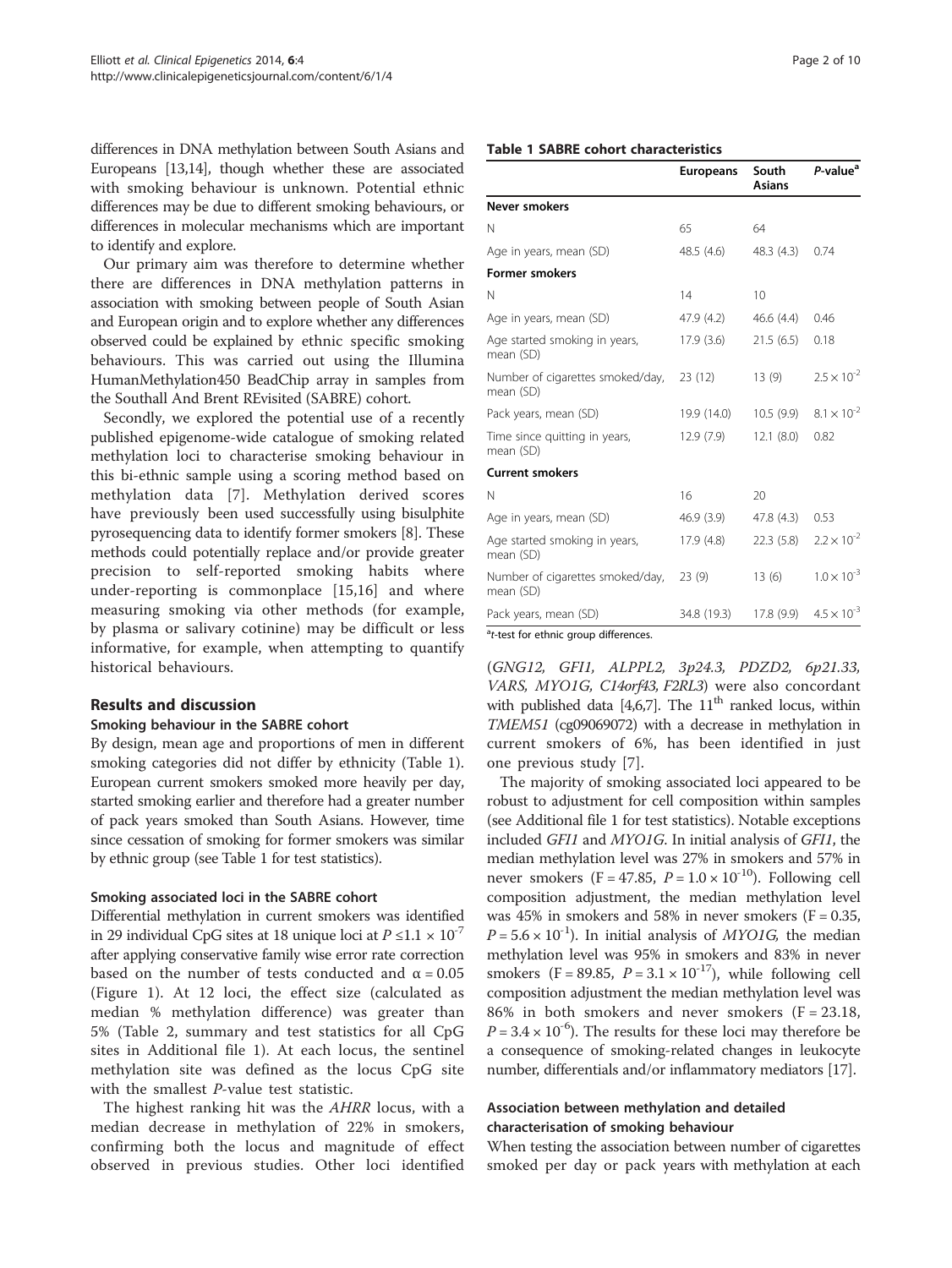differences in DNA methylation between South Asians and Europeans [13,14], though whether these are associated with smoking behaviour is unknown. Potential ethnic differences may be due to different smoking behaviours, or differences in molecular mechanisms which are important to identify and explore.

Our primary aim was therefore to determine whether there are differences in DNA methylation patterns in association with smoking between people of South Asian and European origin and to explore whether any differences observed could be explained by ethnic specific smoking behaviours. This was carried out using the Illumina HumanMethylation450 BeadChip array in samples from the Southall And Brent REvisited (SABRE) cohort.

Secondly, we explored the potential use of a recently published epigenome-wide catalogue of smoking related methylation loci to characterise smoking behaviour in this bi-ethnic sample using a scoring method based on methylation data [7]. Methylation derived scores have previously been used successfully using bisulphite pyrosequencing data to identify former smokers [8]. These methods could potentially replace and/or provide greater precision to self-reported smoking habits where under-reporting is commonplace [15,16] and where measuring smoking via other methods (for example, by plasma or salivary cotinine) may be difficult or less informative, for example, when attempting to quantify historical behaviours.

## Results and discussion

### Smoking behaviour in the SABRE cohort

By design, mean age and proportions of men in different smoking categories did not differ by ethnicity (Table 1). European current smokers smoked more heavily per day, started smoking earlier and therefore had a greater number of pack years smoked than South Asians. However, time since cessation of smoking for former smokers was similar by ethnic group (see Table 1 for test statistics).

### Smoking associated loci in the SABRE cohort

Differential methylation in current smokers was identified in 29 individual CpG sites at 18 unique loci at $P \leq 1.1 \times 10^{-7}$ after applying conservative family wise error rate correction based on the number of tests conducted and $\alpha = 0.05$ (Figure 1). At 12 loci, the effect size (calculated as median % methylation difference) was greater than 5% (Table 2, summary and test statistics for all CpG sites in Additional file 1). At each locus, the sentinel methylation site was defined as the locus CpG site with the smallest *P*-value test statistic.

The highest ranking hit was the *AHRR* locus, with a median decrease in methylation of 22% in smokers, confirming both the locus and magnitude of effect observed in previous studies. Other loci identified

**Table 1 SABRE cohort characteristics**

| | Europeans | South Asians | *P*-value[a] |
|---|---|---|---|
| **Never smokers** | | | |
| N | 65 | 64 | |
| Age in years, mean (SD) | 48.5 (4.6) | 48.3 (4.3) | 0.74 |
| **Former smokers** | | | |
| N | 14 | 10 | |
| Age in years, mean (SD) | 47.9 (4.2) | 46.6 (4.4) | 0.46 |
| Age started smoking in years, mean (SD) | 17.9 (3.6) | 21.5 (6.5) | 0.18 |
| Number of cigarettes smoked/day, mean (SD) | 23 (12) | 13 (9) | $2.5 \times 10^{-2}$ |
| Pack years, mean (SD) | 19.9 (14.0) | 10.5 (9.9) | $8.1 \times 10^{-2}$ |
| Time since quitting in years, mean (SD) | 12.9 (7.9) | 12.1 (8.0) | 0.82 |
| **Current smokers** | | | |
| N | 16 | 20 | |
| Age in years, mean (SD) | 46.9 (3.9) | 47.8 (4.3) | 0.53 |
| Age started smoking in years, mean (SD) | 17.9 (4.8) | 22.3 (5.8) | $2.2 \times 10^{-2}$ |
| Number of cigarettes smoked/day, mean (SD) | 23 (9) | 13 (6) | $1.0 \times 10^{-3}$ |
| Pack years, mean (SD) | 34.8 (19.3) | 17.8 (9.9) | $4.5 \times 10^{-3}$ |

[a]*t*-test for ethnic group differences.

(*GNG12, GFI1, ALPPL2, 3p24.3, PDZD2, 6p21.33, VARS, MYO1G, C14orf43, F2RL3*) were also concordant with published data [4,6,7]. The 11th ranked locus, within *TMEM51* (cg09069072) with a decrease in methylation in current smokers of 6%, has been identified in just one previous study [7].

The majority of smoking associated loci appeared to be robust to adjustment for cell composition within samples (see Additional file 1 for test statistics). Notable exceptions included *GFI1* and *MYO1G*. In initial analysis of *GFI1*, the median methylation level was 27% in smokers and 57% in never smokers ($F = 47.85$, $P = 1.0 \times 10^{-10}$). Following cell composition adjustment, the median methylation level was 45% in smokers and 58% in never smokers ($F = 0.35$, $P = 5.6 \times 10^{-1}$). In initial analysis of *MYO1G*, the median methylation level was 95% in smokers and 83% in never smokers ($F = 89.85$, $P = 3.1 \times 10^{-17}$), while following cell composition adjustment the median methylation level was 86% in both smokers and never smokers ($F = 23.18$, $P = 3.4 \times 10^{-6}$). The results for these loci may therefore be a consequence of smoking-related changes in leukocyte number, differentials and/or inflammatory mediators [17].

### Association between methylation and detailed characterisation of smoking behaviour

When testing the association between number of cigarettes smoked per day or pack years with methylation at each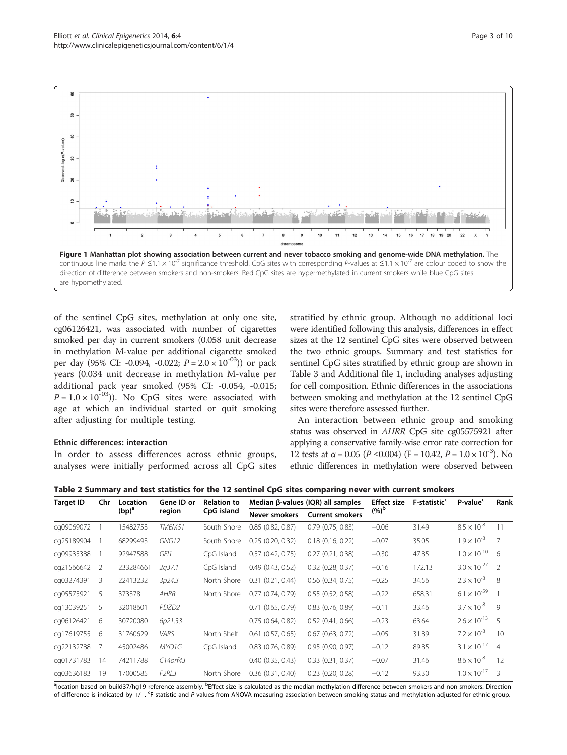**Figure 1 Manhattan plot showing association between current and never tobacco smoking and genome-wide DNA methylation.** The continuous line marks the $P \leq 1.1 \times 10^{-7}$ significance threshold. CpG sites with corresponding P-values at $\leq 1.1 \times 10^{-7}$ are colour coded to show the direction of difference between smokers and non-smokers. Red CpG sites are hypermethylated in current smokers while blue CpG sites are hypomethylated.

of the sentinel CpG sites, methylation at only one site, cg06126421, was associated with number of cigarettes smoked per day in current smokers (0.058 unit decrease in methylation M-value per additional cigarette smoked per day (95% CI: -0.094, -0.022; $P = 2.0 \times 10^{-03}$)) or pack years (0.034 unit decrease in methylation M-value per additional pack year smoked (95% CI: -0.054, -0.015; $P = 1.0 \times 10^{-03}$)). No CpG sites were associated with age at which an individual started or quit smoking after adjusting for multiple testing.

### Ethnic differences: interaction

In order to assess differences across ethnic groups, analyses were initially performed across all CpG sites stratified by ethnic group. Although no additional loci were identified following this analysis, differences in effect sizes at the 12 sentinel CpG sites were observed between the two ethnic groups. Summary and test statistics for sentinel CpG sites stratified by ethnic group are shown in Table 3 and Additional file 1, including analyses adjusting for cell composition. Ethnic differences in the associations between smoking and methylation at the 12 sentinel CpG sites were therefore assessed further.

An interaction between ethnic group and smoking status was observed in *AHRR* CpG site cg05575921 after applying a conservative family-wise error rate correction for 12 tests at α = 0.05 ($P \leq 0.004$) ($F = 10.42$, $P = 1.0 \times 10^{-3}$). No ethnic differences in methylation were observed between

**Table 2 Summary and test statistics for the 12 sentinel CpG sites comparing never with current smokers**

| Target ID | Chr | Location (bp)[a] | Gene ID or region | Relation to CpG island | Median β-values (IQR) all samples | | Effect size (%)[b] | F-statistic[c] | P-value[c] | Rank |
|---|---|---|---|---|---|---|---|---|---|---|
| | | | | | Never smokers | Current smokers | | | | |
| cg09069072 | 1 | 15482753 | *TMEM51* | South Shore | 0.85 (0.82, 0.87) | 0.79 (0.75, 0.83) | −0.06 | 31.49 | $8.5 \times 10^{-8}$ | 11 |
| cg25189904 | 1 | 68299493 | *GNG12* | South Shore | 0.25 (0.20, 0.32) | 0.18 (0.16, 0.22) | −0.07 | 35.05 | $1.9 \times 10^{-8}$ | 7 |
| cg09935388 | 1 | 92947588 | *GFI1* | CpG Island | 0.57 (0.42, 0.75) | 0.27 (0.21, 0.38) | −0.30 | 47.85 | $1.0 \times 10^{-10}$ | 6 |
| cg21566642 | 2 | 233284661 | *2q37.1* | CpG Island | 0.49 (0.43, 0.52) | 0.32 (0.28, 0.37) | −0.16 | 172.13 | $3.0 \times 10^{-27}$ | 2 |
| cg03274391 | 3 | 22413232 | *3p24.3* | North Shore | 0.31 (0.21, 0.44) | 0.56 (0.34, 0.75) | +0.25 | 34.56 | $2.3 \times 10^{-8}$ | 8 |
| cg05575921 | 5 | 373378 | *AHRR* | North Shore | 0.77 (0.74, 0.79) | 0.55 (0.52, 0.58) | −0.22 | 658.31 | $6.1 \times 10^{-59}$ | 1 |
| cg13039251 | 5 | 32018601 | *PDZD2* | | 0.71 (0.65, 0.79) | 0.83 (0.76, 0.89) | +0.11 | 33.46 | $3.7 \times 10^{-8}$ | 9 |
| cg06126421 | 6 | 30720080 | *6p21.33* | | 0.75 (0.64, 0.82) | 0.52 (0.41, 0.66) | −0.23 | 63.64 | $2.6 \times 10^{-13}$ | 5 |
| cg17619755 | 6 | 31760629 | *VARS* | North Shelf | 0.61 (0.57, 0.65) | 0.67 (0.63, 0.72) | +0.05 | 31.89 | $7.2 \times 10^{-8}$ | 10 |
| cg22132788 | 7 | 45002486 | *MYO1G* | CpG Island | 0.83 (0.76, 0.89) | 0.95 (0.90, 0.97) | +0.12 | 89.85 | $3.1 \times 10^{-17}$ | 4 |
| cg01731783 | 14 | 74211788 | *C14orf43* | | 0.40 (0.35, 0.43) | 0.33 (0.31, 0.37) | −0.07 | 31.46 | $8.6 \times 10^{-8}$ | 12 |
| cg03636183 | 19 | 17000585 | *F2RL3* | North Shore | 0.36 (0.31, 0.40) | 0.23 (0.20, 0.28) | −0.12 | 93.30 | $1.0 \times 10^{-17}$ | 3 |

[a]location based on build37/hg19 reference assembly. [b]Effect size is calculated as the median methylation difference between smokers and non-smokers. Direction of difference is indicated by +/−. [c]F-statistic and P-values from ANOVA measuring association between smoking status and methylation adjusted for ethnic group.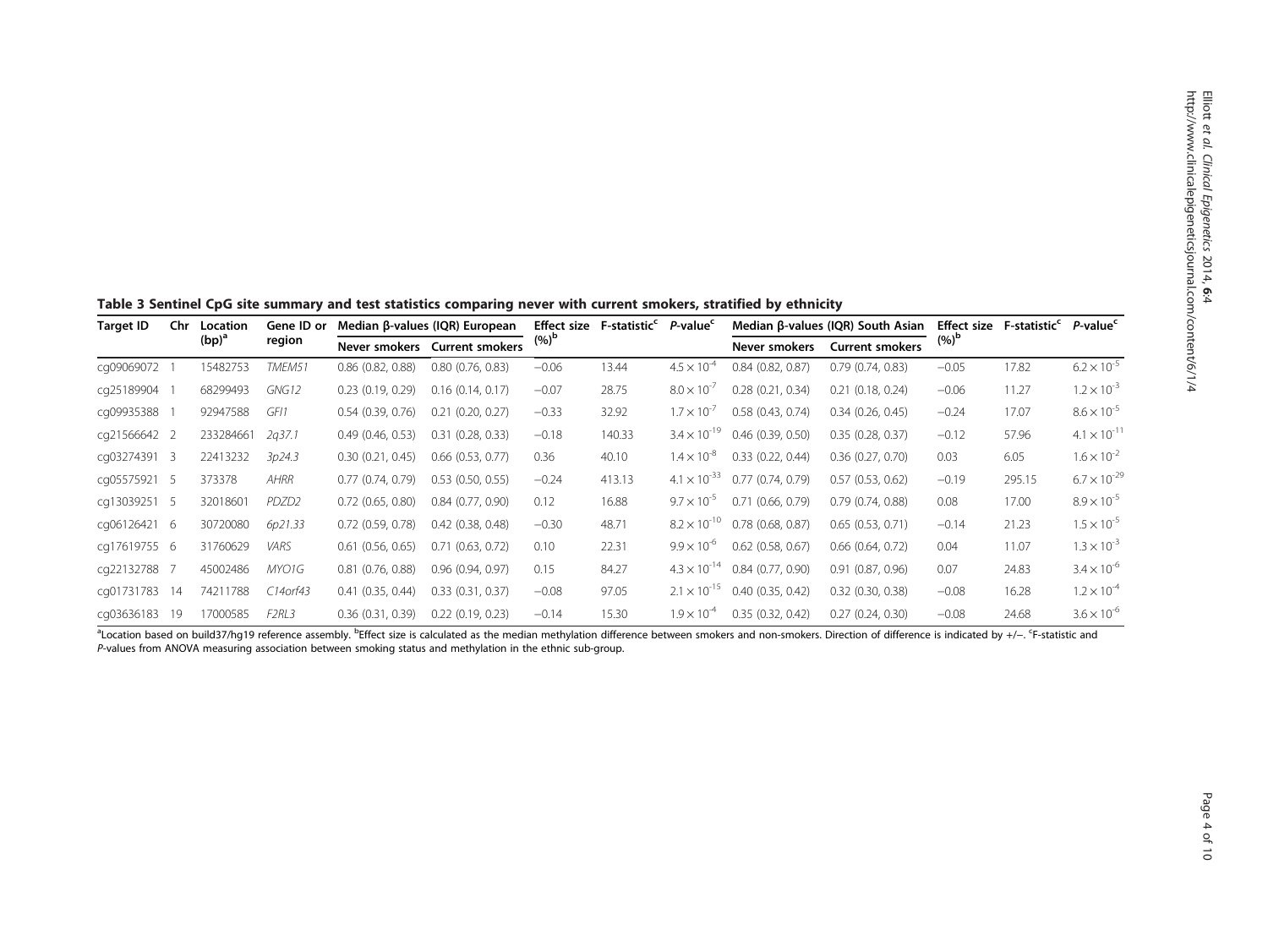**Table 3 Sentinel CpG site summary and test statistics comparing never with current smokers, stratified by ethnicity**

| Target ID | Chr | Location (bp)[a] | Gene ID or region | Median β-values (IQR) European | | Effect size (%)[b] | F-statistic[c] | P-value[c] | Median β-values (IQR) South Asian | | Effect size (%)[b] | F-statistic[c] | P-value[c] |
|---|---|---|---|---|---|---|---|---|---|---|---|---|---|
| | | | | Never smokers | Current smokers | | | | Never smokers | Current smokers | | | |
| cg09069072 | 1 | 15482753 | *TMEM51* | 0.86 (0.82, 0.88) | 0.80 (0.76, 0.83) | −0.06 | 13.44 | $4.5 \times 10^{-4}$ | 0.84 (0.82, 0.87) | 0.79 (0.74, 0.83) | −0.05 | 17.82 | $6.2 \times 10^{-5}$ |
| cg25189904 | 1 | 68299493 | *GNG12* | 0.23 (0.19, 0.29) | 0.16 (0.14, 0.17) | −0.07 | 28.75 | $8.0 \times 10^{-7}$ | 0.28 (0.21, 0.34) | 0.21 (0.18, 0.24) | −0.06 | 11.27 | $1.2 \times 10^{-3}$ |
| cg09935388 | 1 | 92947588 | *GFI1* | 0.54 (0.39, 0.76) | 0.21 (0.20, 0.27) | −0.33 | 32.92 | $1.7 \times 10^{-7}$ | 0.58 (0.43, 0.74) | 0.34 (0.26, 0.45) | −0.24 | 17.07 | $8.6 \times 10^{-5}$ |
| cg21566642 | 2 | 233284661 | *2q37.1* | 0.49 (0.46, 0.53) | 0.31 (0.28, 0.33) | −0.18 | 140.33 | $3.4 \times 10^{-19}$ | 0.46 (0.39, 0.50) | 0.35 (0.28, 0.37) | −0.12 | 57.96 | $4.1 \times 10^{-11}$ |
| cg03274391 | 3 | 22413232 | *3p24.3* | 0.30 (0.21, 0.45) | 0.66 (0.53, 0.77) | 0.36 | 40.10 | $1.4 \times 10^{-8}$ | 0.33 (0.22, 0.44) | 0.36 (0.27, 0.70) | 0.03 | 6.05 | $1.6 \times 10^{-2}$ |
| cg05575921 | 5 | 373378 | *AHRR* | 0.77 (0.74, 0.79) | 0.53 (0.50, 0.55) | −0.24 | 413.13 | $4.1 \times 10^{-33}$ | 0.77 (0.74, 0.79) | 0.57 (0.53, 0.62) | −0.19 | 295.15 | $6.7 \times 10^{-29}$ |
| cg13039251 | 5 | 32018601 | *PDZD2* | 0.72 (0.65, 0.80) | 0.84 (0.77, 0.90) | 0.12 | 16.88 | $9.7 \times 10^{-5}$ | 0.71 (0.66, 0.79) | 0.79 (0.74, 0.88) | 0.08 | 17.00 | $8.9 \times 10^{-5}$ |
| cg06126421 | 6 | 30720080 | *6p21.33* | 0.72 (0.59, 0.78) | 0.42 (0.38, 0.48) | −0.30 | 48.71 | $8.2 \times 10^{-10}$ | 0.78 (0.68, 0.87) | 0.65 (0.53, 0.71) | −0.14 | 21.23 | $1.5 \times 10^{-5}$ |
| cg17619755 | 6 | 31760629 | *VARS* | 0.61 (0.56, 0.65) | 0.71 (0.63, 0.72) | 0.10 | 22.31 | $9.9 \times 10^{-6}$ | 0.62 (0.58, 0.67) | 0.66 (0.64, 0.72) | 0.04 | 11.07 | $1.3 \times 10^{-3}$ |
| cg22132788 | 7 | 45002486 | *MYO1G* | 0.81 (0.76, 0.88) | 0.96 (0.94, 0.97) | 0.15 | 84.27 | $4.3 \times 10^{-14}$ | 0.84 (0.77, 0.90) | 0.91 (0.87, 0.96) | 0.07 | 24.83 | $3.4 \times 10^{-6}$ |
| cg01731783 | 14 | 74211788 | *C14orf43* | 0.41 (0.35, 0.44) | 0.33 (0.31, 0.37) | −0.08 | 97.05 | $2.1 \times 10^{-15}$ | 0.40 (0.35, 0.42) | 0.32 (0.30, 0.38) | −0.08 | 16.28 | $1.2 \times 10^{-4}$ |
| cg03636183 | 19 | 17000585 | *F2RL3* | 0.36 (0.31, 0.39) | 0.22 (0.19, 0.23) | −0.14 | 15.30 | $1.9 \times 10^{-4}$ | 0.35 (0.32, 0.42) | 0.27 (0.24, 0.30) | −0.08 | 24.68 | $3.6 \times 10^{-6}$ |

[a]Location based on build37/hg19 reference assembly. [b]Effect size is calculated as the median methylation difference between smokers and non-smokers. Direction of difference is indicated by +/−. [c]F-statistic and *P*-values from ANOVA measuring association between smoking status and methylation in the ethnic sub-group.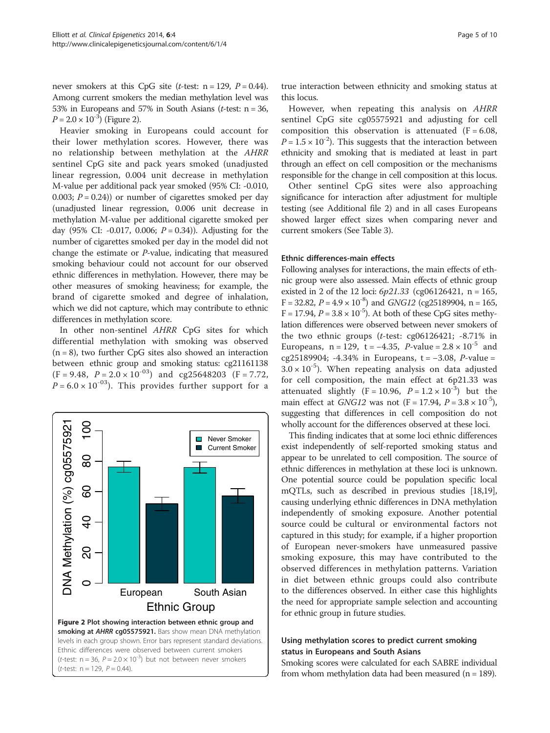never smokers at this CpG site (*t*-test: n = 129, $P = 0.44$). Among current smokers the median methylation level was 53% in Europeans and 57% in South Asians (*t*-test: n = 36, $P = 2.0 \times 10^{-3}$) (Figure 2).

Heavier smoking in Europeans could account for their lower methylation scores. However, there was no relationship between methylation at the *AHRR* sentinel CpG site and pack years smoked (unadjusted linear regression, 0.004 unit decrease in methylation M-value per additional pack year smoked (95% CI: -0.010, 0.003; $P = 0.24$)) or number of cigarettes smoked per day (unadjusted linear regression, 0.006 unit decrease in methylation M-value per additional cigarette smoked per day (95% CI: -0.017, 0.006; $P = 0.34$)). Adjusting for the number of cigarettes smoked per day in the model did not change the estimate or *P*-value, indicating that measured smoking behaviour could not account for our observed ethnic differences in methylation. However, there may be other measures of smoking heaviness; for example, the brand of cigarette smoked and degree of inhalation, which we did not capture, which may contribute to ethnic differences in methylation score.

In other non-sentinel *AHRR* CpG sites for which differential methylation with smoking was observed (n = 8), two further CpG sites also showed an interaction between ethnic group and smoking status: cg21161138 (F = 9.48, $P = 2.0 \times 10^{-03}$) and cg25648203 (F = 7.72, $P = 6.0 \times 10^{-03}$). This provides further support for a true interaction between ethnicity and smoking status at this locus.

However, when repeating this analysis on *AHRR* sentinel CpG site cg05575921 and adjusting for cell composition this observation is attenuated (F = 6.08, $P = 1.5 \times 10^{-2}$). This suggests that the interaction between ethnicity and smoking that is mediated at least in part through an effect on cell composition or the mechanisms responsible for the change in cell composition at this locus.

Other sentinel CpG sites were also approaching significance for interaction after adjustment for multiple testing (see Additional file 2) and in all cases Europeans showed larger effect sizes when comparing never and current smokers (See Table 3).

**Figure 2 Plot showing interaction between ethnic group and smoking at *AHRR* cg05575921.** Bars show mean DNA methylation levels in each group shown. Error bars represent standard deviations. Ethnic differences were observed between current smokers (*t*-test: n = 36, $P = 2.0 \times 10^{-3}$) but not between never smokers (*t*-test: n = 129, $P = 0.44$).

#### Ethnic differences-main effects

Following analyses for interactions, the main effects of ethnic group were also assessed. Main effects of ethnic group existed in 2 of the 12 loci: *6p21.33* (cg06126421, n = 165, F = 32.82, $P = 4.9 \times 10^{-8}$) and *GNG12* (cg25189904, n = 165, F = 17.94, $P = 3.8 \times 10^{-5}$). At both of these CpG sites methylation differences were observed between never smokers of the two ethnic groups (*t*-test: cg06126421; -8.71% in Europeans, n = 129, t = −4.35, *P*-value = $2.8 \times 10^{-5}$ and cg25189904; -4.34% in Europeans, t = −3.08, *P*-value = $3.0 \times 10^{-5}$). When repeating analysis on data adjusted for cell composition, the main effect at 6p21.33 was attenuated slightly (F = 10.96, $P = 1.2 \times 10^{-3}$) but the main effect at *GNG12* was not (F = 17.94, $P = 3.8 \times 10^{-5}$), suggesting that differences in cell composition do not wholly account for the differences observed at these loci.

This finding indicates that at some loci ethnic differences exist independently of self-reported smoking status and appear to be unrelated to cell composition. The source of ethnic differences in methylation at these loci is unknown. One potential source could be population specific local mQTLs, such as described in previous studies [18,19], causing underlying ethnic differences in DNA methylation independently of smoking exposure. Another potential source could be cultural or environmental factors not captured in this study; for example, if a higher proportion of European never-smokers have unmeasured passive smoking exposure, this may have contributed to the observed differences in methylation patterns. Variation in diet between ethnic groups could also contribute to the differences observed. In either case this highlights the need for appropriate sample selection and accounting for ethnic group in future studies.

#### Using methylation scores to predict current smoking status in Europeans and South Asians

Smoking scores were calculated for each SABRE individual from whom methylation data had been measured (n = 189).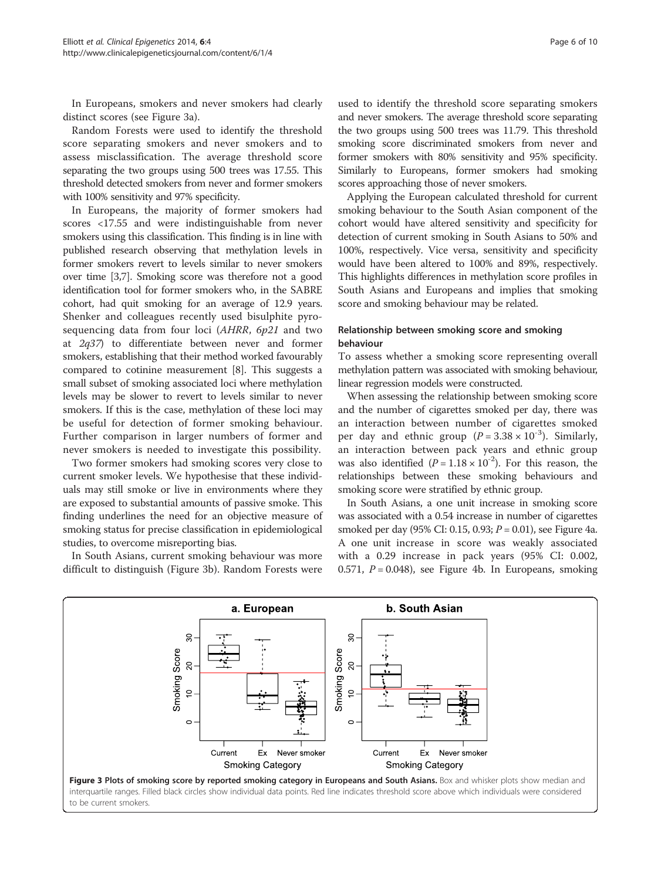In Europeans, smokers and never smokers had clearly distinct scores (see Figure 3a).

Random Forests were used to identify the threshold score separating smokers and never smokers and to assess misclassification. The average threshold score separating the two groups using 500 trees was 17.55. This threshold detected smokers from never and former smokers with 100% sensitivity and 97% specificity.

In Europeans, the majority of former smokers had scores <17.55 and were indistinguishable from never smokers using this classification. This finding is in line with published research observing that methylation levels in former smokers revert to levels similar to never smokers over time [3,7]. Smoking score was therefore not a good identification tool for former smokers who, in the SABRE cohort, had quit smoking for an average of 12.9 years. Shenker and colleagues recently used bisulphite pyrosequencing data from four loci (*AHRR*, *6p21* and two at *2q37*) to differentiate between never and former smokers, establishing that their method worked favourably compared to cotinine measurement [8]. This suggests a small subset of smoking associated loci where methylation levels may be slower to revert to levels similar to never smokers. If this is the case, methylation of these loci may be useful for detection of former smoking behaviour. Further comparison in larger numbers of former and never smokers is needed to investigate this possibility.

Two former smokers had smoking scores very close to current smoker levels. We hypothesise that these individuals may still smoke or live in environments where they are exposed to substantial amounts of passive smoke. This finding underlines the need for an objective measure of smoking status for precise classification in epidemiological studies, to overcome misreporting bias.

In South Asians, current smoking behaviour was more difficult to distinguish (Figure 3b). Random Forests were used to identify the threshold score separating smokers and never smokers. The average threshold score separating the two groups using 500 trees was 11.79. This threshold smoking score discriminated smokers from never and former smokers with 80% sensitivity and 95% specificity. Similarly to Europeans, former smokers had smoking scores approaching those of never smokers.

Applying the European calculated threshold for current smoking behaviour to the South Asian component of the cohort would have altered sensitivity and specificity for detection of current smoking in South Asians to 50% and 100%, respectively. Vice versa, sensitivity and specificity would have been altered to 100% and 89%, respectively. This highlights differences in methylation score profiles in South Asians and Europeans and implies that smoking score and smoking behaviour may be related.

### Relationship between smoking score and smoking behaviour

To assess whether a smoking score representing overall methylation pattern was associated with smoking behaviour, linear regression models were constructed.

When assessing the relationship between smoking score and the number of cigarettes smoked per day, there was an interaction between number of cigarettes smoked per day and ethnic group ($P = 3.38 \times 10^{-3}$). Similarly, an interaction between pack years and ethnic group was also identified ($P = 1.18 \times 10^{-2}$). For this reason, the relationships between these smoking behaviours and smoking score were stratified by ethnic group.

In South Asians, a one unit increase in smoking score was associated with a 0.54 increase in number of cigarettes smoked per day (95% CI: 0.15, 0.93; $P = 0.01$), see Figure 4a. A one unit increase in score was weakly associated with a 0.29 increase in pack years (95% CI: 0.002, 0.571, $P = 0.048$), see Figure 4b. In Europeans, smoking

**Figure 3 Plots of smoking score by reported smoking category in Europeans and South Asians.** Box and whisker plots show median and interquartile ranges. Filled black circles show individual data points. Red line indicates threshold score above which individuals were considered to be current smokers.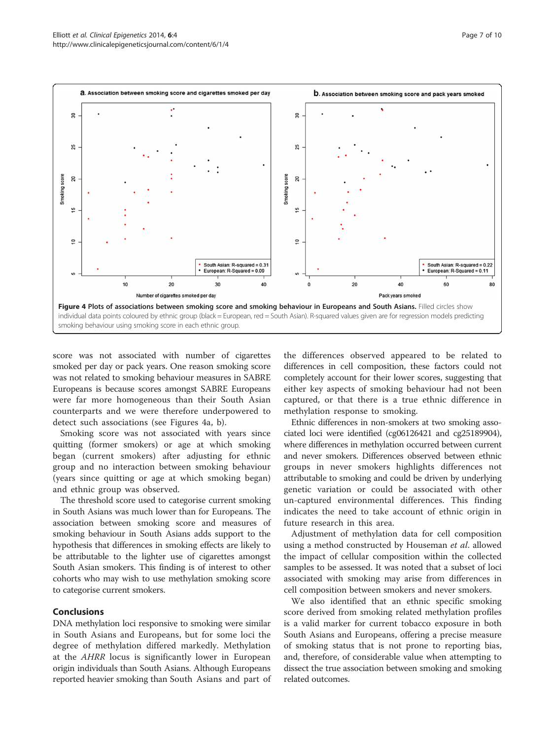a. Association between smoking score and cigarettes smoked per day

Smoking score

Number of cigarettes smoked per day

South Asian: R-squared = 0.31
European: R-Squared = 0.09

b. Association between smoking score and pack years smoked

Smoking score

Pack years smoked

South Asian: R-squared = 0.22
European: R-Squared = 0.11

**Figure 4 Plots of associations between smoking score and smoking behaviour in Europeans and South Asians.** Filled circles show individual data points coloured by ethnic group (black = European, red = South Asian). R-squared values given are for regression models predicting smoking behaviour using smoking score in each ethnic group.

score was not associated with number of cigarettes smoked per day or pack years. One reason smoking score was not related to smoking behaviour measures in SABRE Europeans is because scores amongst SABRE Europeans were far more homogeneous than their South Asian counterparts and we were therefore underpowered to detect such associations (see Figures 4a, b).

Smoking score was not associated with years since quitting (former smokers) or age at which smoking began (current smokers) after adjusting for ethnic group and no interaction between smoking behaviour (years since quitting or age at which smoking began) and ethnic group was observed.

The threshold score used to categorise current smoking in South Asians was much lower than for Europeans. The association between smoking score and measures of smoking behaviour in South Asians adds support to the hypothesis that differences in smoking effects are likely to be attributable to the lighter use of cigarettes amongst South Asian smokers. This finding is of interest to other cohorts who may wish to use methylation smoking score to categorise current smokers.

## Conclusions

DNA methylation loci responsive to smoking were similar in South Asians and Europeans, but for some loci the degree of methylation differed markedly. Methylation at the *AHRR* locus is significantly lower in European origin individuals than South Asians. Although Europeans reported heavier smoking than South Asians and part of the differences observed appeared to be related to differences in cell composition, these factors could not completely account for their lower scores, suggesting that either key aspects of smoking behaviour had not been captured, or that there is a true ethnic difference in methylation response to smoking.

Ethnic differences in non-smokers at two smoking associated loci were identified (cg06126421 and cg25189904), where differences in methylation occurred between current and never smokers. Differences observed between ethnic groups in never smokers highlights differences not attributable to smoking and could be driven by underlying genetic variation or could be associated with other un-captured environmental differences. This finding indicates the need to take account of ethnic origin in future research in this area.

Adjustment of methylation data for cell composition using a method constructed by Houseman *et al.* allowed the impact of cellular composition within the collected samples to be assessed. It was noted that a subset of loci associated with smoking may arise from differences in cell composition between smokers and never smokers.

We also identified that an ethnic specific smoking score derived from smoking related methylation profiles is a valid marker for current tobacco exposure in both South Asians and Europeans, offering a precise measure of smoking status that is not prone to reporting bias, and, therefore, of considerable value when attempting to dissect the true association between smoking and smoking related outcomes.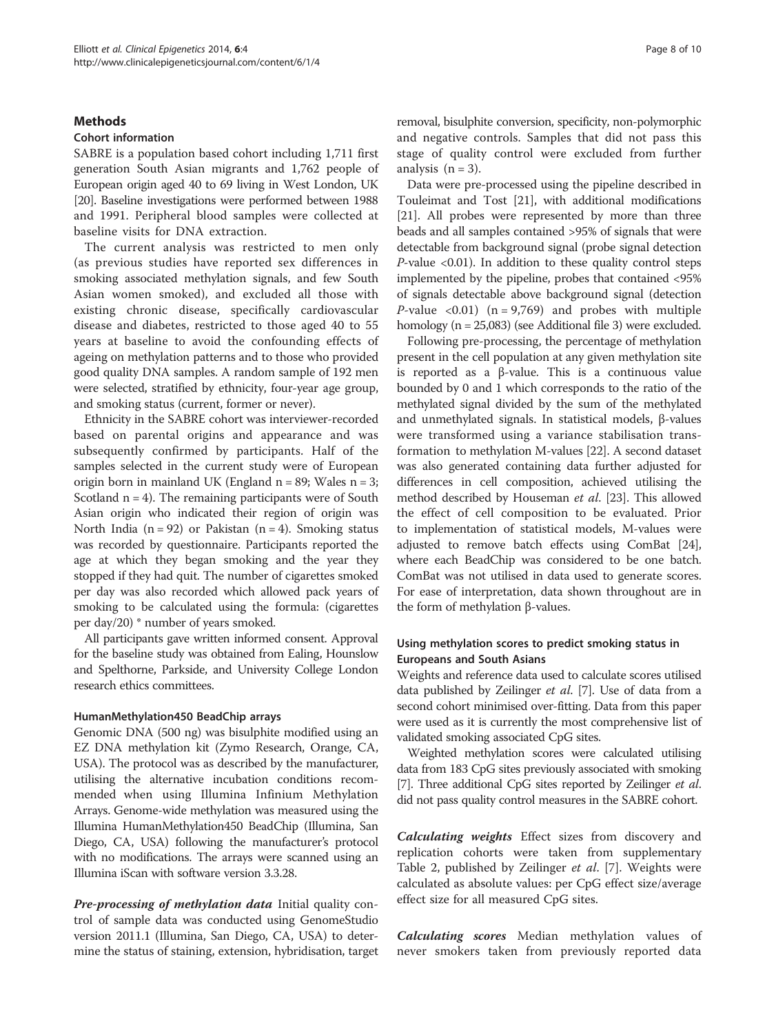## Methods

### Cohort information

SABRE is a population based cohort including 1,711 first generation South Asian migrants and 1,762 people of European origin aged 40 to 69 living in West London, UK [20]. Baseline investigations were performed between 1988 and 1991. Peripheral blood samples were collected at baseline visits for DNA extraction.

The current analysis was restricted to men only (as previous studies have reported sex differences in smoking associated methylation signals, and few South Asian women smoked), and excluded all those with existing chronic disease, specifically cardiovascular disease and diabetes, restricted to those aged 40 to 55 years at baseline to avoid the confounding effects of ageing on methylation patterns and to those who provided good quality DNA samples. A random sample of 192 men were selected, stratified by ethnicity, four-year age group, and smoking status (current, former or never).

Ethnicity in the SABRE cohort was interviewer-recorded based on parental origins and appearance and was subsequently confirmed by participants. Half of the samples selected in the current study were of European origin born in mainland UK (England n = 89; Wales n = 3; Scotland n = 4). The remaining participants were of South Asian origin who indicated their region of origin was North India (n = 92) or Pakistan (n = 4). Smoking status was recorded by questionnaire. Participants reported the age at which they began smoking and the year they stopped if they had quit. The number of cigarettes smoked per day was also recorded which allowed pack years of smoking to be calculated using the formula: (cigarettes per day/20) * number of years smoked.

All participants gave written informed consent. Approval for the baseline study was obtained from Ealing, Hounslow and Spelthorne, Parkside, and University College London research ethics committees.

#### HumanMethylation450 BeadChip arrays

Genomic DNA (500 ng) was bisulphite modified using an EZ DNA methylation kit (Zymo Research, Orange, CA, USA). The protocol was as described by the manufacturer, utilising the alternative incubation conditions recommended when using Illumina Infinium Methylation Arrays. Genome-wide methylation was measured using the Illumina HumanMethylation450 BeadChip (Illumina, San Diego, CA, USA) following the manufacturer's protocol with no modifications. The arrays were scanned using an Illumina iScan with software version 3.3.28.

***Pre-processing of methylation data*** Initial quality control of sample data was conducted using GenomeStudio version 2011.1 (Illumina, San Diego, CA, USA) to determine the status of staining, extension, hybridisation, target removal, bisulphite conversion, specificity, non-polymorphic and negative controls. Samples that did not pass this stage of quality control were excluded from further analysis (n = 3).

Data were pre-processed using the pipeline described in Touleimat and Tost [21], with additional modifications [21]. All probes were represented by more than three beads and all samples contained >95% of signals that were detectable from background signal (probe signal detection *P*-value <0.01). In addition to these quality control steps implemented by the pipeline, probes that contained <95% of signals detectable above background signal (detection *P*-value <0.01) (n = 9,769) and probes with multiple homology (n = 25,083) (see Additional file 3) were excluded.

Following pre-processing, the percentage of methylation present in the cell population at any given methylation site is reported as a β-value. This is a continuous value bounded by 0 and 1 which corresponds to the ratio of the methylated signal divided by the sum of the methylated and unmethylated signals. In statistical models, β-values were transformed using a variance stabilisation transformation to methylation M-values [22]. A second dataset was also generated containing data further adjusted for differences in cell composition, achieved utilising the method described by Houseman *et al.* [23]. This allowed the effect of cell composition to be evaluated. Prior to implementation of statistical models, M-values were adjusted to remove batch effects using ComBat [24], where each BeadChip was considered to be one batch. ComBat was not utilised in data used to generate scores. For ease of interpretation, data shown throughout are in the form of methylation β-values.

#### Using methylation scores to predict smoking status in Europeans and South Asians

Weights and reference data used to calculate scores utilised data published by Zeilinger *et al.* [7]. Use of data from a second cohort minimised over-fitting. Data from this paper were used as it is currently the most comprehensive list of validated smoking associated CpG sites.

Weighted methylation scores were calculated utilising data from 183 CpG sites previously associated with smoking [7]. Three additional CpG sites reported by Zeilinger *et al.* did not pass quality control measures in the SABRE cohort.

***Calculating weights*** Effect sizes from discovery and replication cohorts were taken from supplementary Table 2, published by Zeilinger *et al.* [7]. Weights were calculated as absolute values: per CpG effect size/average effect size for all measured CpG sites.

***Calculating scores*** Median methylation values of never smokers taken from previously reported data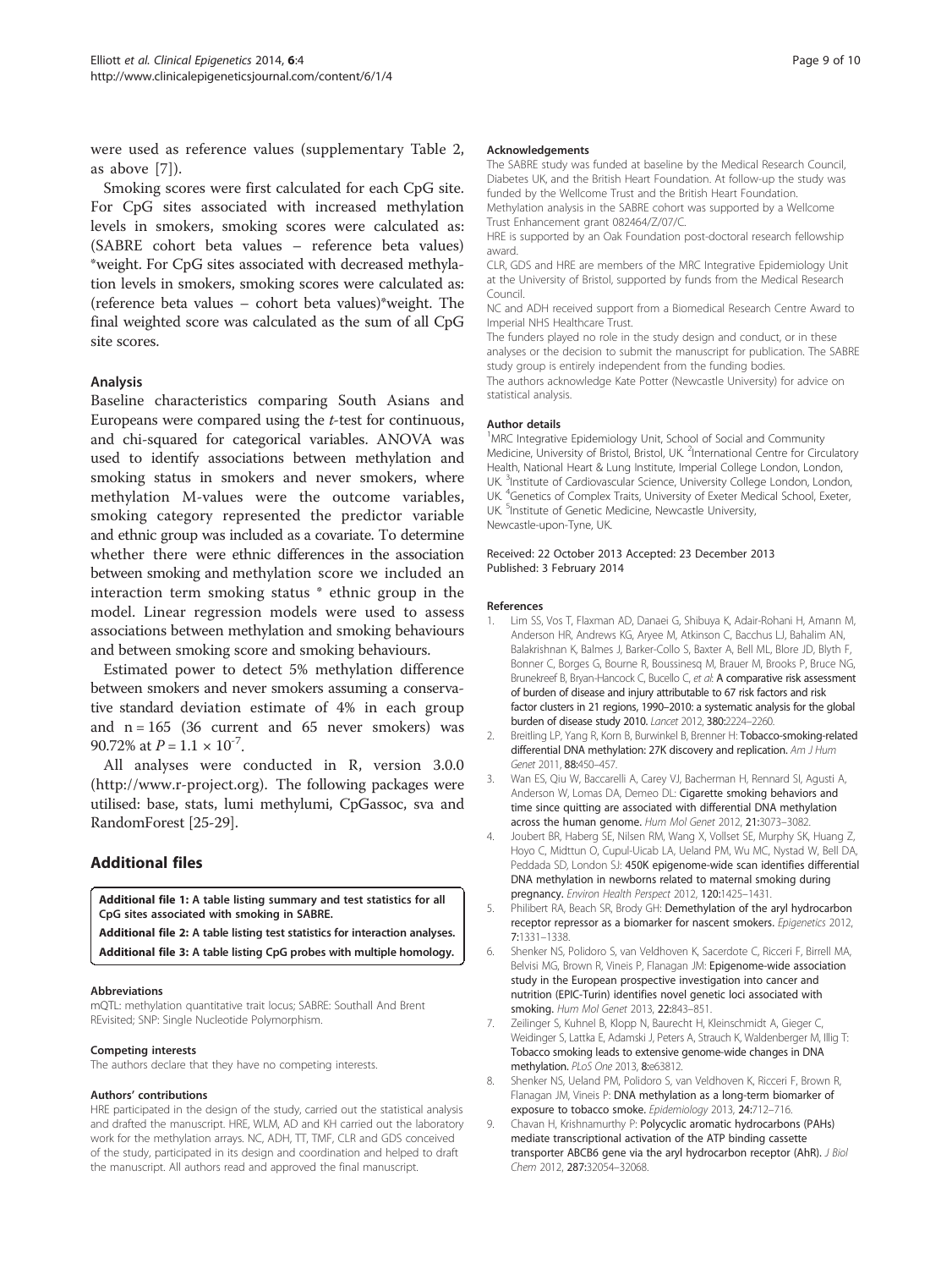were used as reference values (supplementary Table 2, as above [7]).

Smoking scores were first calculated for each CpG site. For CpG sites associated with increased methylation levels in smokers, smoking scores were calculated as: (SABRE cohort beta values – reference beta values) *weight. For CpG sites associated with decreased methylation levels in smokers, smoking scores were calculated as: (reference beta values – cohort beta values)*weight. The final weighted score was calculated as the sum of all CpG site scores.

### Analysis

Baseline characteristics comparing South Asians and Europeans were compared using the *t*-test for continuous, and chi-squared for categorical variables. ANOVA was used to identify associations between methylation and smoking status in smokers and never smokers, where methylation M-values were the outcome variables, smoking category represented the predictor variable and ethnic group was included as a covariate. To determine whether there were ethnic differences in the association between smoking and methylation score we included an interaction term smoking status * ethnic group in the model. Linear regression models were used to assess associations between methylation and smoking behaviours and between smoking score and smoking behaviours.

Estimated power to detect 5% methylation difference between smokers and never smokers assuming a conservative standard deviation estimate of 4% in each group and n = 165 (36 current and 65 never smokers) was 90.72% at $P = 1.1 \times 10^{-7}$.

All analyses were conducted in R, version 3.0.0 (http://www.r-project.org). The following packages were utilised: base, stats, lumi methylumi, CpGassoc, sva and RandomForest [25-29].

## Additional files

**Additional file 1: A table listing summary and test statistics for all CpG sites associated with smoking in SABRE.**

**Additional file 2: A table listing test statistics for interaction analyses.**

**Additional file 3: A table listing CpG probes with multiple homology.**

#### Abbreviations
mQTL: methylation quantitative trait locus; SABRE: Southall And Brent REvisited; SNP: Single Nucleotide Polymorphism.

#### Competing interests
The authors declare that they have no competing interests.

#### Authors' contributions
HRE participated in the design of the study, carried out the statistical analysis and drafted the manuscript. HRE, WLM, AD and KH carried out the laboratory work for the methylation arrays. NC, ADH, TT, TMF, CLR and GDS conceived of the study, participated in its design and coordination and helped to draft the manuscript. All authors read and approved the final manuscript.

#### Acknowledgements
The SABRE study was funded at baseline by the Medical Research Council, Diabetes UK, and the British Heart Foundation. At follow-up the study was funded by the Wellcome Trust and the British Heart Foundation. Methylation analysis in the SABRE cohort was supported by a Wellcome Trust Enhancement grant 082464/Z/07/C.
HRE is supported by an Oak Foundation post-doctoral research fellowship award.
CLR, GDS and HRE are members of the MRC Integrative Epidemiology Unit at the University of Bristol, supported by funds from the Medical Research Council.
NC and ADH received support from a Biomedical Research Centre Award to Imperial NHS Healthcare Trust.
The funders played no role in the study design and conduct, or in these analyses or the decision to submit the manuscript for publication. The SABRE study group is entirely independent from the funding bodies.
The authors acknowledge Kate Potter (Newcastle University) for advice on statistical analysis.

#### Author details
[1]MRC Integrative Epidemiology Unit, School of Social and Community Medicine, University of Bristol, Bristol, UK. [2]International Centre for Circulatory Health, National Heart & Lung Institute, Imperial College London, London, UK. [3]Institute of Cardiovascular Science, University College London, London, UK. [4]Genetics of Complex Traits, University of Exeter Medical School, Exeter, UK. [5]Institute of Genetic Medicine, Newcastle University, Newcastle-upon-Tyne, UK.

Received: 22 October 2013 Accepted: 23 December 2013
Published: 3 February 2014

#### References
1. Lim SS, Vos T, Flaxman AD, Danaei G, Shibuya K, Adair-Rohani H, Amann M, Anderson HR, Andrews KG, Aryee M, Atkinson C, Bacchus LJ, Bahalim AN, Balakrishnan K, Balmes J, Barker-Collo S, Baxter A, Bell ML, Blore JD, Blyth F, Bonner C, Borges G, Bourne R, Boussinesq M, Brauer M, Brooks P, Bruce NG, Brunekreef B, Bryan-Hancock C, Bucello C, *et al*: **A comparative risk assessment of burden of disease and injury attributable to 67 risk factors and risk factor clusters in 21 regions, 1990–2010: a systematic analysis for the global burden of disease study 2010.** *Lancet* 2012, **380:**2224–2260.
2. Breitling LP, Yang R, Korn B, Burwinkel B, Brenner H: **Tobacco-smoking-related differential DNA methylation: 27K discovery and replication.** *Am J Hum Genet* 2011, **88:**450–457.
3. Wan ES, Qiu W, Baccarelli A, Carey VJ, Bacherman H, Rennard SI, Agusti A, Anderson W, Lomas DA, Demeo DL: **Cigarette smoking behaviors and time since quitting are associated with differential DNA methylation across the human genome.** *Hum Mol Genet* 2012, **21:**3073–3082.
4. Joubert BR, Haberg SE, Nilsen RM, Wang X, Vollset SE, Murphy SK, Huang Z, Hoyo C, Midttun O, Cupul-Uicab LA, Ueland PM, Wu MC, Nystad W, Bell DA, Peddada SD, London SJ: **450K epigenome-wide scan identifies differential DNA methylation in newborns related to maternal smoking during pregnancy.** *Environ Health Perspect* 2012, **120:**1425–1431.
5. Philibert RA, Beach SR, Brody GH: **Demethylation of the aryl hydrocarbon receptor repressor as a biomarker for nascent smokers.** *Epigenetics* 2012, **7:**1331–1338.
6. Shenker NS, Polidoro S, van Veldhoven K, Sacerdote C, Ricceri F, Birrell MA, Belvisi MG, Brown R, Vineis P, Flanagan JM: **Epigenome-wide association study in the European prospective investigation into cancer and nutrition (EPIC-Turin) identifies novel genetic loci associated with smoking.** *Hum Mol Genet* 2013, **22:**843–851.
7. Zeilinger S, Kuhnel B, Klopp N, Baurecht H, Kleinschmidt A, Gieger C, Weidinger S, Lattka E, Adamski J, Peters A, Strauch K, Waldenberger M, Illig T: **Tobacco smoking leads to extensive genome-wide changes in DNA methylation.** *PLoS One* 2013, **8:**e63812.
8. Shenker NS, Ueland PM, Polidoro S, van Veldhoven K, Ricceri F, Brown R, Flanagan JM, Vineis P: **DNA methylation as a long-term biomarker of exposure to tobacco smoke.** *Epidemiology* 2013, **24:**712–716.
9. Chavan H, Krishnamurthy P: **Polycyclic aromatic hydrocarbons (PAHs) mediate transcriptional activation of the ATP binding cassette transporter ABCB6 gene via the aryl hydrocarbon receptor (AhR).** *J Biol Chem* 2012, **287:**32054–32068.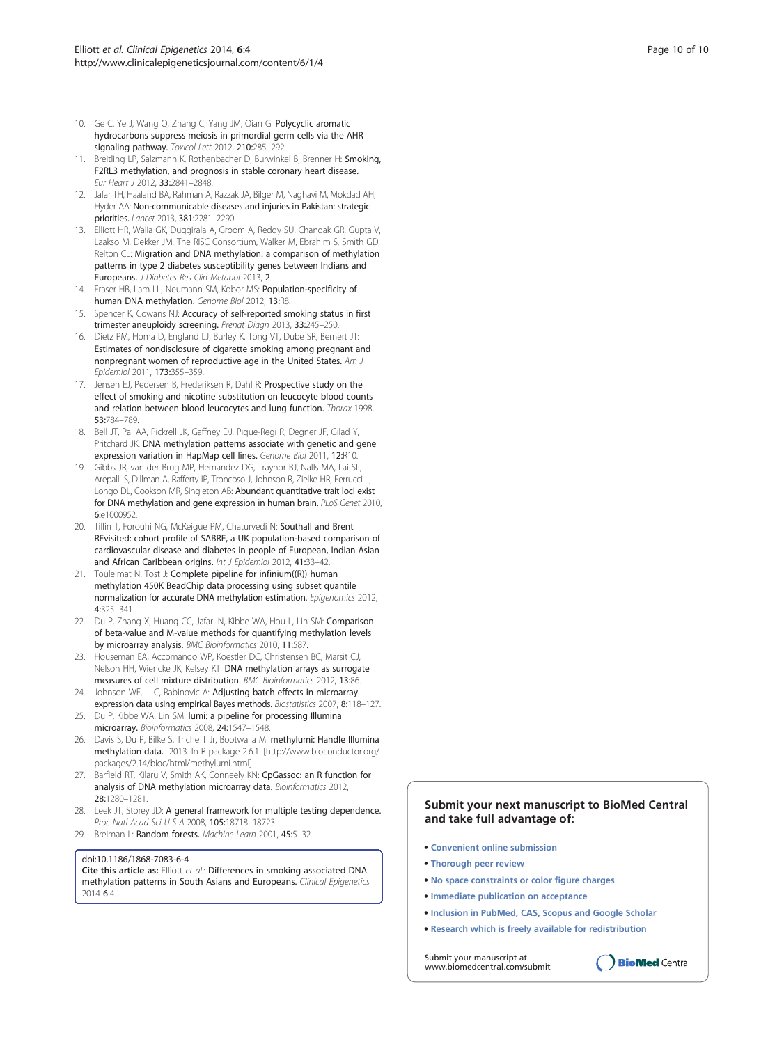10. Ge C, Ye J, Wang Q, Zhang C, Yang JM, Qian G: **Polycyclic aromatic hydrocarbons suppress meiosis in primordial germ cells via the AHR signaling pathway.** *Toxicol Lett* 2012, **210**:285–292.
11. Breitling LP, Salzmann K, Rothenbacher D, Burwinkel B, Brenner H: **Smoking, F2RL3 methylation, and prognosis in stable coronary heart disease.** *Eur Heart J* 2012, **33**:2841–2848.
12. Jafar TH, Haaland BA, Rahman A, Razzak JA, Bilger M, Naghavi M, Mokdad AH, Hyder AA: **Non-communicable diseases and injuries in Pakistan: strategic priorities.** *Lancet* 2013, **381**:2281–2290.
13. Elliott HR, Walia GK, Duggirala A, Groom A, Reddy SU, Chandak GR, Gupta V, Laakso M, Dekker JM, The RISC Consortium, Walker M, Ebrahim S, Smith GD, Relton CL: **Migration and DNA methylation: a comparison of methylation patterns in type 2 diabetes susceptibility genes between Indians and Europeans.** *J Diabetes Res Clin Metabol* 2013, **2**.
14. Fraser HB, Lam LL, Neumann SM, Kobor MS: **Population-specificity of human DNA methylation.** *Genome Biol* 2012, **13**:R8.
15. Spencer K, Cowans NJ: **Accuracy of self-reported smoking status in first trimester aneuploidy screening.** *Prenat Diagn* 2013, **33**:245–250.
16. Dietz PM, Homa D, England LJ, Burley K, Tong VT, Dube SR, Bernert JT: **Estimates of nondisclosure of cigarette smoking among pregnant and nonpregnant women of reproductive age in the United States.** *Am J Epidemiol* 2011, **173**:355–359.
17. Jensen EJ, Pedersen B, Frederiksen R, Dahl R: **Prospective study on the effect of smoking and nicotine substitution on leucocyte blood counts and relation between blood leucocytes and lung function.** *Thorax* 1998, **53**:784–789.
18. Bell JT, Pai AA, Pickrell JK, Gaffney DJ, Pique-Regi R, Degner JF, Gilad Y, Pritchard JK: **DNA methylation patterns associate with genetic and gene expression variation in HapMap cell lines.** *Genome Biol* 2011, **12**:R10.
19. Gibbs JR, van der Brug MP, Hernandez DG, Traynor BJ, Nalls MA, Lai SL, Arepalli S, Dillman A, Rafferty IP, Troncoso J, Johnson R, Zielke HR, Ferrucci L, Longo DL, Cookson MR, Singleton AB: **Abundant quantitative trait loci exist for DNA methylation and gene expression in human brain.** *PLoS Genet* 2010, **6**:e1000952.
20. Tillin T, Forouhi NG, McKeigue PM, Chaturvedi N: **Southall and Brent REvisited: cohort profile of SABRE, a UK population-based comparison of cardiovascular disease and diabetes in people of European, Indian Asian and African Caribbean origins.** *Int J Epidemiol* 2012, **41**:33–42.
21. Touleimat N, Tost J: **Complete pipeline for infinium((R)) human methylation 450K BeadChip data processing using subset quantile normalization for accurate DNA methylation estimation.** *Epigenomics* 2012, **4**:325–341.
22. Du P, Zhang X, Huang CC, Jafari N, Kibbe WA, Hou L, Lin SM: **Comparison of beta-value and M-value methods for quantifying methylation levels by microarray analysis.** *BMC Bioinformatics* 2010, **11**:587.
23. Houseman EA, Accomando WP, Koestler DC, Christensen BC, Marsit CJ, Nelson HH, Wiencke JK, Kelsey KT: **DNA methylation arrays as surrogate measures of cell mixture distribution.** *BMC Bioinformatics* 2012, **13**:86.
24. Johnson WE, Li C, Rabinovic A: **Adjusting batch effects in microarray expression data using empirical Bayes methods.** *Biostatistics* 2007, **8**:118–127.
25. Du P, Kibbe WA, Lin SM: **lumi: a pipeline for processing Illumina microarray.** *Bioinformatics* 2008, **24**:1547–1548.
26. Davis S, Du P, Bilke S, Triche T Jr, Bootwalla M: **methylumi: Handle Illumina methylation data.** 2013. In R package 2.6.1. [http://www.bioconductor.org/packages/2.14/bioc/html/methylumi.html]
27. Barfield RT, Kilaru V, Smith AK, Conneely KN: **CpGassoc: an R function for analysis of DNA methylation microarray data.** *Bioinformatics* 2012, **28**:1280–1281.
28. Leek JT, Storey JD: **A general framework for multiple testing dependence.** *Proc Natl Acad Sci U S A* 2008, **105**:18718–18723.
29. Breiman L: **Random forests.** *Machine Learn* 2001, **45**:5–32.

doi:10.1186/1868-7083-6-4
**Cite this article as:** Elliott *et al.*: Differences in smoking associated DNA methylation patterns in South Asians and Europeans. *Clinical Epigenetics* 2014 **6**:4.

**Submit your next manuscript to BioMed Central and take full advantage of:**

- Convenient online submission
- Thorough peer review
- No space constraints or color figure charges
- Immediate publication on acceptance
- Inclusion in PubMed, CAS, Scopus and Google Scholar
- Research which is freely available for redistribution

Submit your manuscript at www.biomedcentral.com/submit

BioMed Central